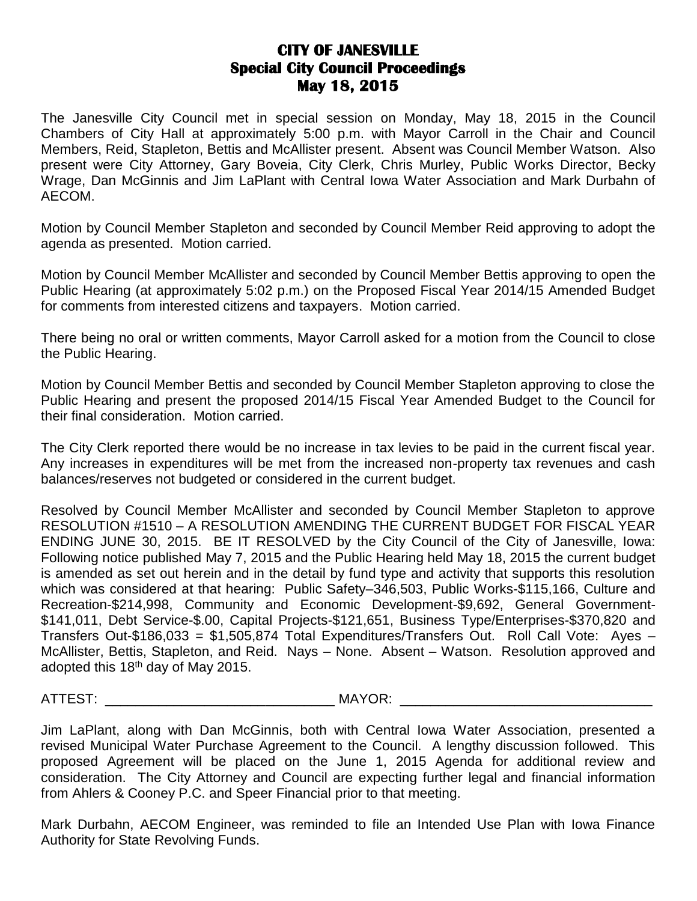# CITY OF JANESVILLE
## Special City Council Proceedings
## May 18, 2015

The Janesville City Council met in special session on Monday, May 18, 2015 in the Council Chambers of City Hall at approximately 5:00 p.m. with Mayor Carroll in the Chair and Council Members, Reid, Stapleton, Bettis and McAllister present. Absent was Council Member Watson. Also present were City Attorney, Gary Boveia, City Clerk, Chris Murley, Public Works Director, Becky Wrage, Dan McGinnis and Jim LaPlant with Central Iowa Water Association and Mark Durbahn of AECOM.

Motion by Council Member Stapleton and seconded by Council Member Reid approving to adopt the agenda as presented. Motion carried.

Motion by Council Member McAllister and seconded by Council Member Bettis approving to open the Public Hearing (at approximately 5:02 p.m.) on the Proposed Fiscal Year 2014/15 Amended Budget for comments from interested citizens and taxpayers. Motion carried.

There being no oral or written comments, Mayor Carroll asked for a motion from the Council to close the Public Hearing.

Motion by Council Member Bettis and seconded by Council Member Stapleton approving to close the Public Hearing and present the proposed 2014/15 Fiscal Year Amended Budget to the Council for their final consideration. Motion carried.

The City Clerk reported there would be no increase in tax levies to be paid in the current fiscal year. Any increases in expenditures will be met from the increased non-property tax revenues and cash balances/reserves not budgeted or considered in the current budget.

Resolved by Council Member McAllister and seconded by Council Member Stapleton to approve RESOLUTION #1510 – A RESOLUTION AMENDING THE CURRENT BUDGET FOR FISCAL YEAR ENDING JUNE 30, 2015. BE IT RESOLVED by the City Council of the City of Janesville, Iowa: Following notice published May 7, 2015 and the Public Hearing held May 18, 2015 the current budget is amended as set out herein and in the detail by fund type and activity that supports this resolution which was considered at that hearing: Public Safety–346,503, Public Works-$115,166, Culture and Recreation-$214,998, Community and Economic Development-$9,692, General Government-$141,011, Debt Service-$.00, Capital Projects-$121,651, Business Type/Enterprises-$370,820 and Transfers Out-$186,033 = $1,505,874 Total Expenditures/Transfers Out. Roll Call Vote: Ayes – McAllister, Bettis, Stapleton, and Reid. Nays – None. Absent – Watson. Resolution approved and adopted this 18th day of May 2015.

ATTEST: \_\_\_\_\_\_\_\_\_\_\_\_\_\_\_\_\_\_\_\_\_\_\_\_\_\_\_\_\_\_ MAYOR: \_\_\_\_\_\_\_\_\_\_\_\_\_\_\_\_\_\_\_\_\_\_\_\_\_\_\_\_\_\_\_\_\_

Jim LaPlant, along with Dan McGinnis, both with Central Iowa Water Association, presented a revised Municipal Water Purchase Agreement to the Council. A lengthy discussion followed. This proposed Agreement will be placed on the June 1, 2015 Agenda for additional review and consideration. The City Attorney and Council are expecting further legal and financial information from Ahlers & Cooney P.C. and Speer Financial prior to that meeting.

Mark Durbahn, AECOM Engineer, was reminded to file an Intended Use Plan with Iowa Finance Authority for State Revolving Funds.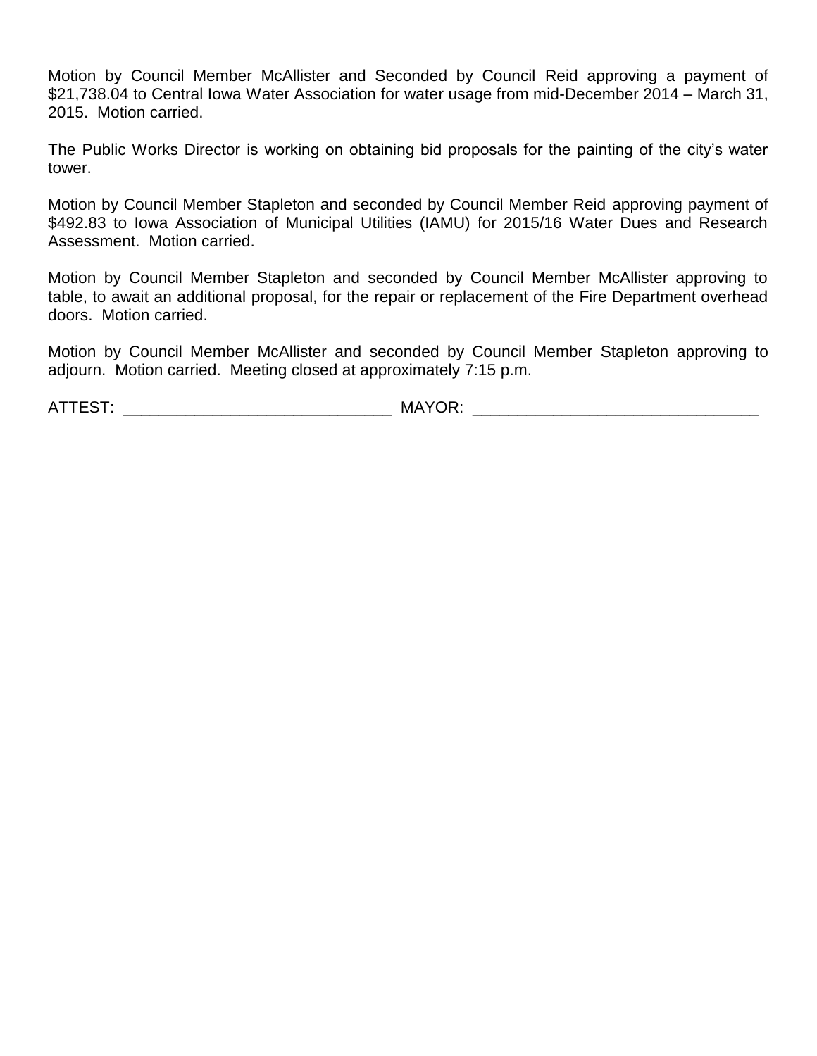Motion by Council Member McAllister and Seconded by Council Reid approving a payment of $21,738.04 to Central Iowa Water Association for water usage from mid-December 2014 – March 31, 2015. Motion carried.

The Public Works Director is working on obtaining bid proposals for the painting of the city's water tower.

Motion by Council Member Stapleton and seconded by Council Member Reid approving payment of $492.83 to Iowa Association of Municipal Utilities (IAMU) for 2015/16 Water Dues and Research Assessment. Motion carried.

Motion by Council Member Stapleton and seconded by Council Member McAllister approving to table, to await an additional proposal, for the repair or replacement of the Fire Department overhead doors. Motion carried.

Motion by Council Member McAllister and seconded by Council Member Stapleton approving to adjourn. Motion carried. Meeting closed at approximately 7:15 p.m.

ATTEST: ______________________________ MAYOR: ________________________________